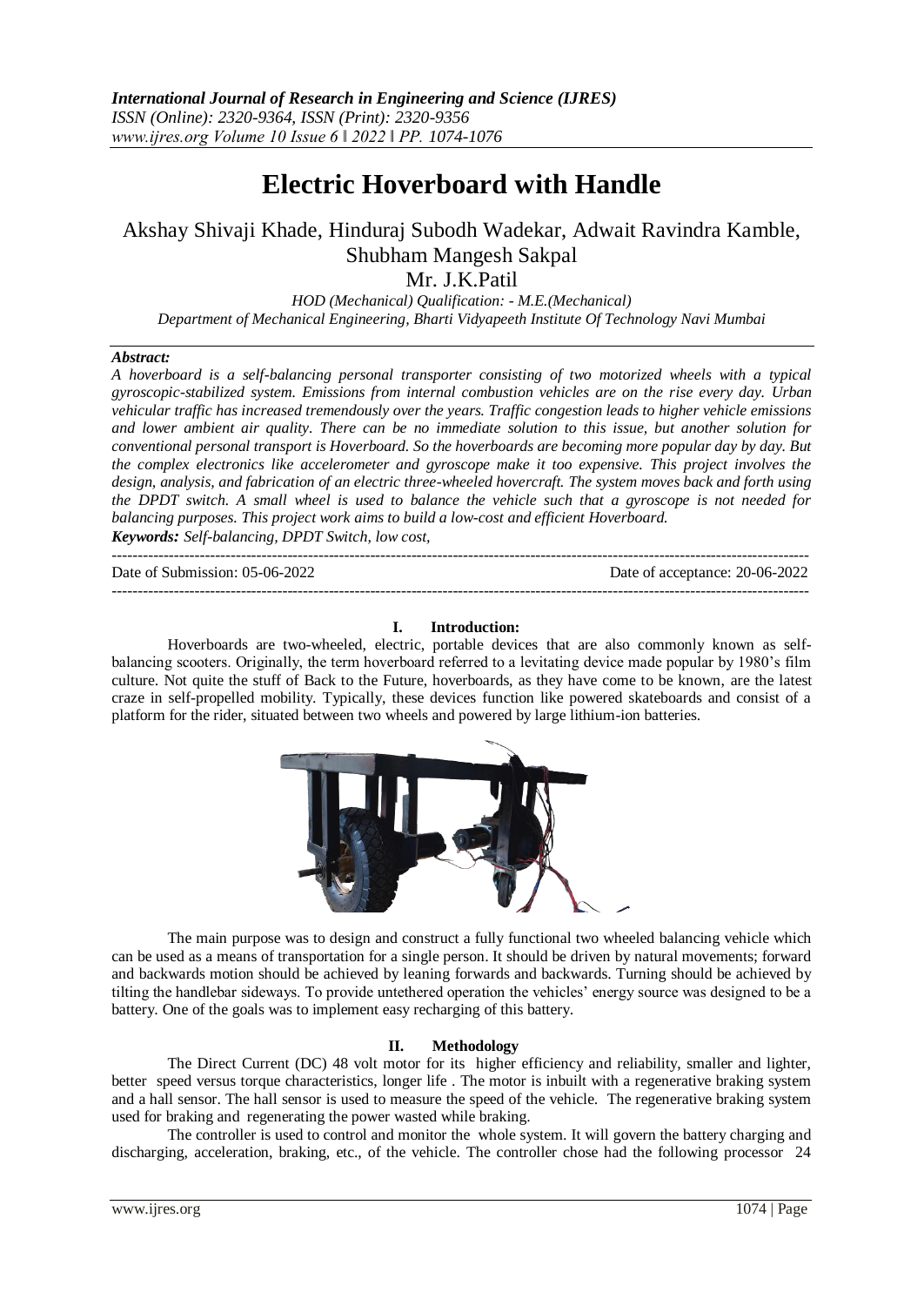# Electric Hoverboard with Handle

Akshay Shivaji Khade, Hinduraj Subodh Wadekar, Adwait Ravindra Kamble, Shubham Mangesh Sakpal

Mr. J.K.Patil

*HOD (Mechanical) Qualification: - M.E.(Mechanical)*
*Department of Mechanical Engineering, Bharti Vidyapeeth Institute Of Technology Navi Mumbai*

***Abstract:***
*A hoverboard is a self-balancing personal transporter consisting of two motorized wheels with a typical gyroscopic-stabilized system. Emissions from internal combustion vehicles are on the rise every day. Urban vehicular traffic has increased tremendously over the years. Traffic congestion leads to higher vehicle emissions and lower ambient air quality. There can be no immediate solution to this issue, but another solution for conventional personal transport is Hoverboard. So the hoverboards are becoming more popular day by day. But the complex electronics like accelerometer and gyroscope make it too expensive. This project involves the design, analysis, and fabrication of an electric three-wheeled hovercraft. The system moves back and forth using the DPDT switch. A small wheel is used to balance the vehicle such that a gyroscope is not needed for balancing purposes. This project work aims to build a low-cost and efficient Hoverboard.*

***Keywords:*** *Self-balancing, DPDT Switch, low cost,*

Date of Submission: 05-06-2022 Date of acceptance: 20-06-2022

## I. Introduction:

Hoverboards are two-wheeled, electric, portable devices that are also commonly known as self-balancing scooters. Originally, the term hoverboard referred to a levitating device made popular by 1980's film culture. Not quite the stuff of Back to the Future, hoverboards, as they have come to be known, are the latest craze in self-propelled mobility. Typically, these devices function like powered skateboards and consist of a platform for the rider, situated between two wheels and powered by large lithium-ion batteries.

The main purpose was to design and construct a fully functional two wheeled balancing vehicle which can be used as a means of transportation for a single person. It should be driven by natural movements; forward and backwards motion should be achieved by leaning forwards and backwards. Turning should be achieved by tilting the handlebar sideways. To provide untethered operation the vehicles' energy source was designed to be a battery. One of the goals was to implement easy recharging of this battery.

## II. Methodology

The Direct Current (DC) 48 volt motor for its higher efficiency and reliability, smaller and lighter, better speed versus torque characteristics, longer life . The motor is inbuilt with a regenerative braking system and a hall sensor. The hall sensor is used to measure the speed of the vehicle. The regenerative braking system used for braking and regenerating the power wasted while braking.

The controller is used to control and monitor the whole system. It will govern the battery charging and discharging, acceleration, braking, etc., of the vehicle. The controller chose had the following processor 24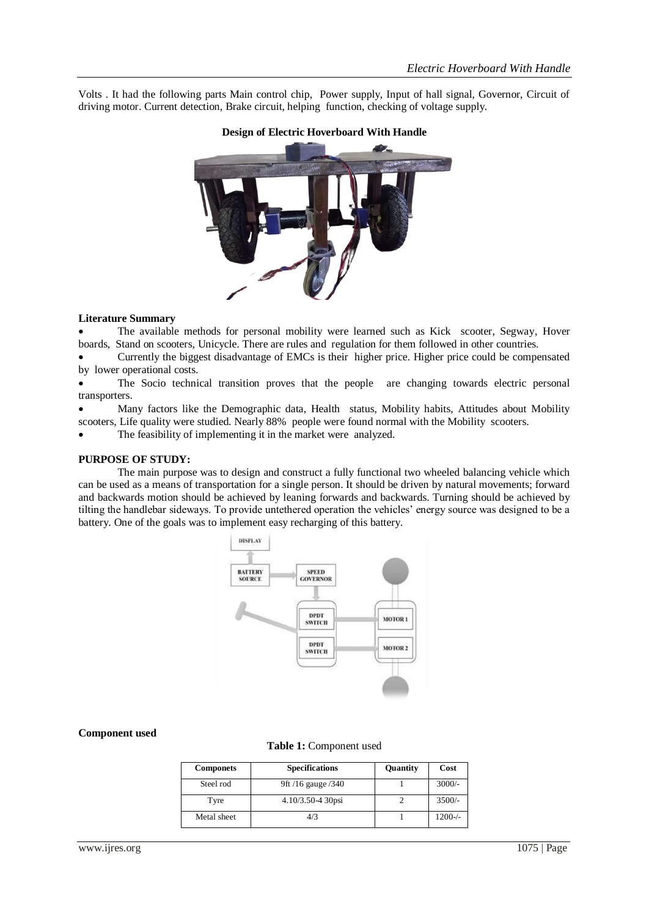Volts . It had the following parts Main control chip, Power supply, Input of hall signal, Governor, Circuit of driving motor. Current detection, Brake circuit, helping function, checking of voltage supply.

**Design of Electric Hoverboard With Handle**

**Literature Summary**

- The available methods for personal mobility were learned such as Kick scooter, Segway, Hover boards, Stand on scooters, Unicycle. There are rules and regulation for them followed in other countries.
- Currently the biggest disadvantage of EMCs is their higher price. Higher price could be compensated by lower operational costs.
- The Socio technical transition proves that the people are changing towards electric personal transporters.
- Many factors like the Demographic data, Health status, Mobility habits, Attitudes about Mobility scooters, Life quality were studied. Nearly 88% people were found normal with the Mobility scooters.
- The feasibility of implementing it in the market were analyzed.

**PURPOSE OF STUDY:**

The main purpose was to design and construct a fully functional two wheeled balancing vehicle which can be used as a means of transportation for a single person. It should be driven by natural movements; forward and backwards motion should be achieved by leaning forwards and backwards. Turning should be achieved by tilting the handlebar sideways. To provide untethered operation the vehicles' energy source was designed to be a battery. One of the goals was to implement easy recharging of this battery.

**Component used**

**Table 1:** Component used

| Componets | Specifications | Quantity | Cost |
|---|---|---|---|
| Steel rod | 9ft /16 gauge /340 | 1 | 3000/- |
| Tyre | 4.10/3.50-4 30psi | 2 | 3500/- |
| Metal sheet | 4/3 | 1 | 1200-/- |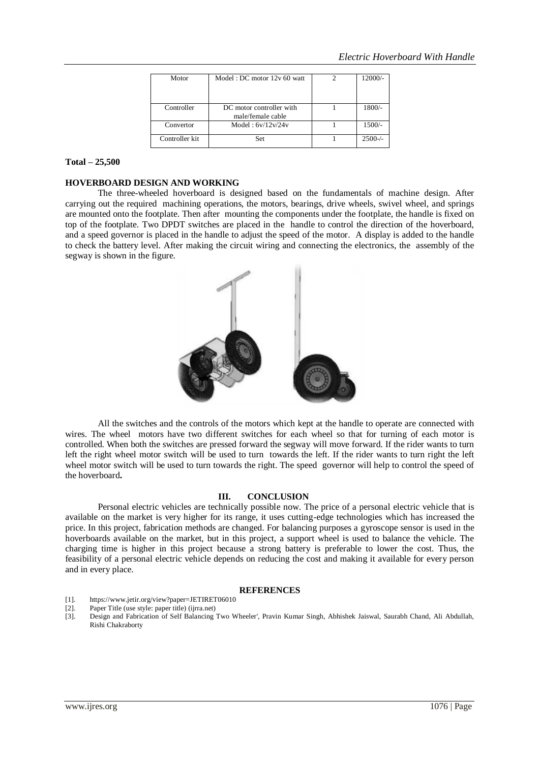| | | | |
|---|---|---|---|
| Motor | Model : DC motor 12v 60 watt | 2 | 12000/- |
| Controller | DC motor controller with male/female cable | 1 | 1800/- |
| Convertor | Model : 6v/12v/24v | 1 | 1500/- |
| Controller kit | Set | 1 | 2500-/- |

**Total – 25,500**

**HOVERBOARD DESIGN AND WORKING**

The three-wheeled hoverboard is designed based on the fundamentals of machine design. After carrying out the required machining operations, the motors, bearings, drive wheels, swivel wheel, and springs are mounted onto the footplate. Then after mounting the components under the footplate, the handle is fixed on top of the footplate. Two DPDT switches are placed in the handle to control the direction of the hoverboard, and a speed governor is placed in the handle to adjust the speed of the motor. A display is added to the handle to check the battery level. After making the circuit wiring and connecting the electronics, the assembly of the segway is shown in the figure.

All the switches and the controls of the motors which kept at the handle to operate are connected with wires. The wheel motors have two different switches for each wheel so that for turning of each motor is controlled. When both the switches are pressed forward the segway will move forward. If the rider wants to turn left the right wheel motor switch will be used to turn towards the left. If the rider wants to turn right the left wheel motor switch will be used to turn towards the right. The speed governor will help to control the speed of the hoverboard**.**

## III. CONCLUSION

Personal electric vehicles are technically possible now. The price of a personal electric vehicle that is available on the market is very higher for its range, it uses cutting-edge technologies which has increased the price. In this project, fabrication methods are changed. For balancing purposes a gyroscope sensor is used in the hoverboards available on the market, but in this project, a support wheel is used to balance the vehicle. The charging time is higher in this project because a strong battery is preferable to lower the cost. Thus, the feasibility of a personal electric vehicle depends on reducing the cost and making it available for every person and in every place.

## REFERENCES

[1]. https://www.jetir.org/view?paper=JETIRET06010

[2]. Paper Title (use style: paper title) (ijrra.net)

[3]. Design and Fabrication of Self Balancing Two Wheeler', Pravin Kumar Singh, Abhishek Jaiswal, Saurabh Chand, Ali Abdullah, Rishi Chakraborty